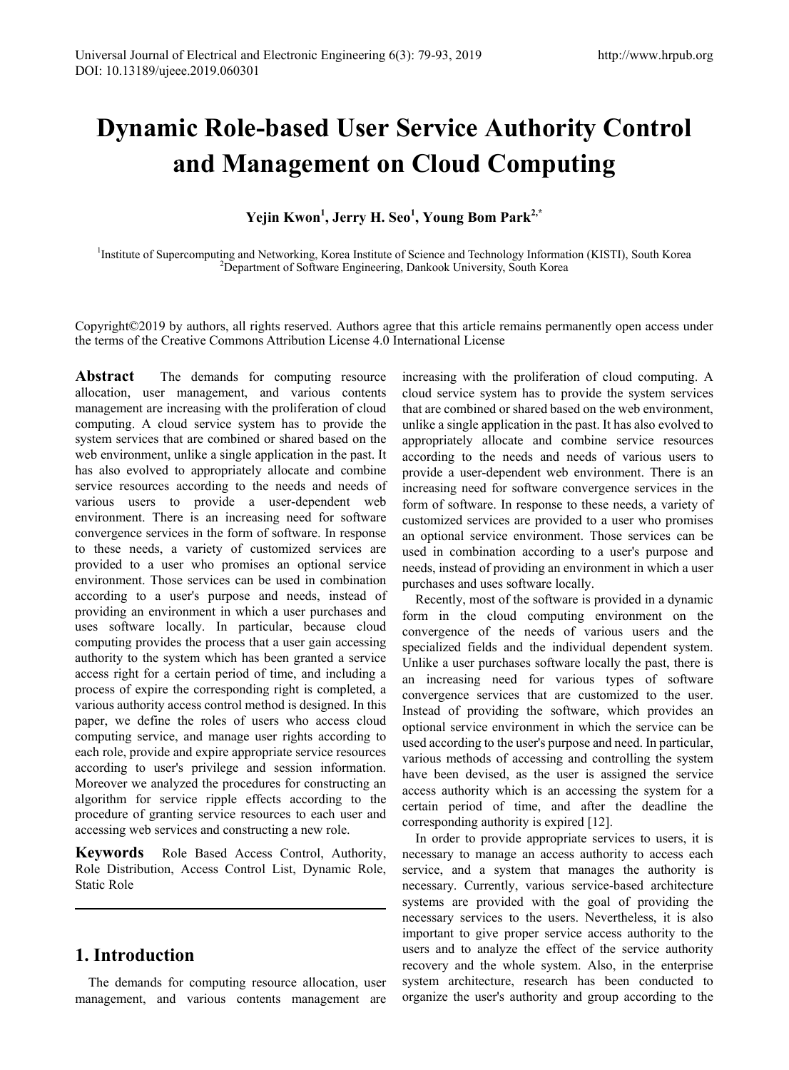# Dynamic Role-based User Service Authority Control and Management on Cloud Computing

**Yejin Kwon[1], Jerry H. Seo[1], Young Bom Park[2,*]**

[1]Institute of Supercomputing and Networking, Korea Institute of Science and Technology Information (KISTI), South Korea
[2]Department of Software Engineering, Dankook University, South Korea

Copyright©2019 by authors, all rights reserved. Authors agree that this article remains permanently open access under the terms of the Creative Commons Attribution License 4.0 International License

**Abstract** The demands for computing resource allocation, user management, and various contents management are increasing with the proliferation of cloud computing. A cloud service system has to provide the system services that are combined or shared based on the web environment, unlike a single application in the past. It has also evolved to appropriately allocate and combine service resources according to the needs and needs of various users to provide a user-dependent web environment. There is an increasing need for software convergence services in the form of software. In response to these needs, a variety of customized services are provided to a user who promises an optional service environment. Those services can be used in combination according to a user's purpose and needs, instead of providing an environment in which a user purchases and uses software locally. In particular, because cloud computing provides the process that a user gain accessing authority to the system which has been granted a service access right for a certain period of time, and including a process of expire the corresponding right is completed, a various authority access control method is designed. In this paper, we define the roles of users who access cloud computing service, and manage user rights according to each role, provide and expire appropriate service resources according to user's privilege and session information. Moreover we analyzed the procedures for constructing an algorithm for service ripple effects according to the procedure of granting service resources to each user and accessing web services and constructing a new role.

**Keywords** Role Based Access Control, Authority, Role Distribution, Access Control List, Dynamic Role, Static Role

## 1. Introduction

The demands for computing resource allocation, user management, and various contents management are increasing with the proliferation of cloud computing. A cloud service system has to provide the system services that are combined or shared based on the web environment, unlike a single application in the past. It has also evolved to appropriately allocate and combine service resources according to the needs and needs of various users to provide a user-dependent web environment. There is an increasing need for software convergence services in the form of software. In response to these needs, a variety of customized services are provided to a user who promises an optional service environment. Those services can be used in combination according to a user's purpose and needs, instead of providing an environment in which a user purchases and uses software locally.

Recently, most of the software is provided in a dynamic form in the cloud computing environment on the convergence of the needs of various users and the specialized fields and the individual dependent system. Unlike a user purchases software locally the past, there is an increasing need for various types of software convergence services that are customized to the user. Instead of providing the software, which provides an optional service environment in which the service can be used according to the user's purpose and need. In particular, various methods of accessing and controlling the system have been devised, as the user is assigned the service access authority which is an accessing the system for a certain period of time, and after the deadline the corresponding authority is expired [12].

In order to provide appropriate services to users, it is necessary to manage an access authority to access each service, and a system that manages the authority is necessary. Currently, various service-based architecture systems are provided with the goal of providing the necessary services to the users. Nevertheless, it is also important to give proper service access authority to the users and to analyze the effect of the service authority recovery and the whole system. Also, in the enterprise system architecture, research has been conducted to organize the user's authority and group according to the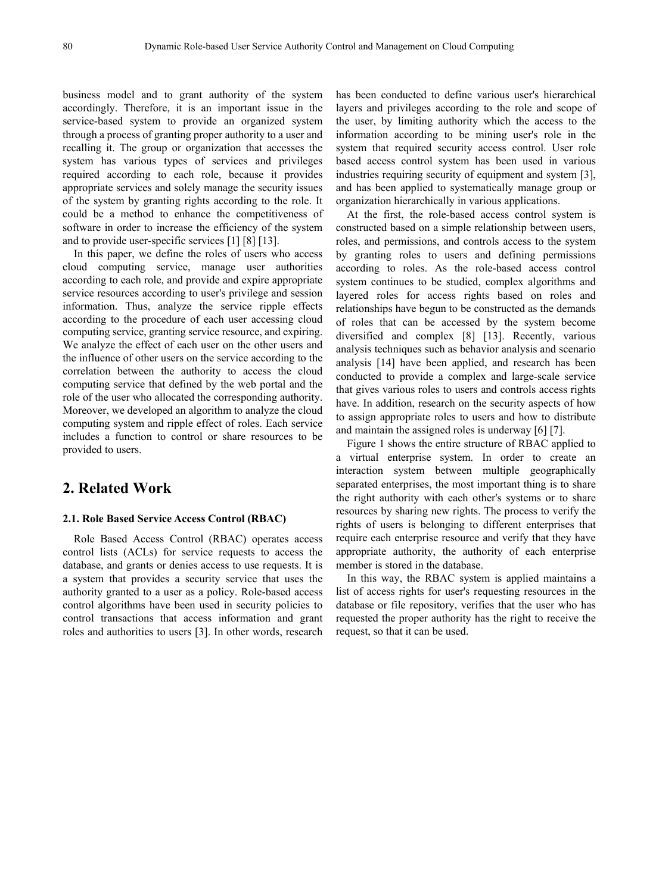business model and to grant authority of the system accordingly. Therefore, it is an important issue in the service-based system to provide an organized system through a process of granting proper authority to a user and recalling it. The group or organization that accesses the system has various types of services and privileges required according to each role, because it provides appropriate services and solely manage the security issues of the system by granting rights according to the role. It could be a method to enhance the competitiveness of software in order to increase the efficiency of the system and to provide user-specific services [1] [8] [13].

In this paper, we define the roles of users who access cloud computing service, manage user authorities according to each role, and provide and expire appropriate service resources according to user's privilege and session information. Thus, analyze the service ripple effects according to the procedure of each user accessing cloud computing service, granting service resource, and expiring. We analyze the effect of each user on the other users and the influence of other users on the service according to the correlation between the authority to access the cloud computing service that defined by the web portal and the role of the user who allocated the corresponding authority. Moreover, we developed an algorithm to analyze the cloud computing system and ripple effect of roles. Each service includes a function to control or share resources to be provided to users.

## 2. Related Work

### 2.1. Role Based Service Access Control (RBAC)

Role Based Access Control (RBAC) operates access control lists (ACLs) for service requests to access the database, and grants or denies access to use requests. It is a system that provides a security service that uses the authority granted to a user as a policy. Role-based access control algorithms have been used in security policies to control transactions that access information and grant roles and authorities to users [3]. In other words, research has been conducted to define various user's hierarchical layers and privileges according to the role and scope of the user, by limiting authority which the access to the information according to be mining user's role in the system that required security access control. User role based access control system has been used in various industries requiring security of equipment and system [3], and has been applied to systematically manage group or organization hierarchically in various applications.

At the first, the role-based access control system is constructed based on a simple relationship between users, roles, and permissions, and controls access to the system by granting roles to users and defining permissions according to roles. As the role-based access control system continues to be studied, complex algorithms and layered roles for access rights based on roles and relationships have begun to be constructed as the demands of roles that can be accessed by the system become diversified and complex [8] [13]. Recently, various analysis techniques such as behavior analysis and scenario analysis [14] have been applied, and research has been conducted to provide a complex and large-scale service that gives various roles to users and controls access rights have. In addition, research on the security aspects of how to assign appropriate roles to users and how to distribute and maintain the assigned roles is underway [6] [7].

Figure 1 shows the entire structure of RBAC applied to a virtual enterprise system. In order to create an interaction system between multiple geographically separated enterprises, the most important thing is to share the right authority with each other's systems or to share resources by sharing new rights. The process to verify the rights of users is belonging to different enterprises that require each enterprise resource and verify that they have appropriate authority, the authority of each enterprise member is stored in the database.

In this way, the RBAC system is applied maintains a list of access rights for user's requesting resources in the database or file repository, verifies that the user who has requested the proper authority has the right to receive the request, so that it can be used.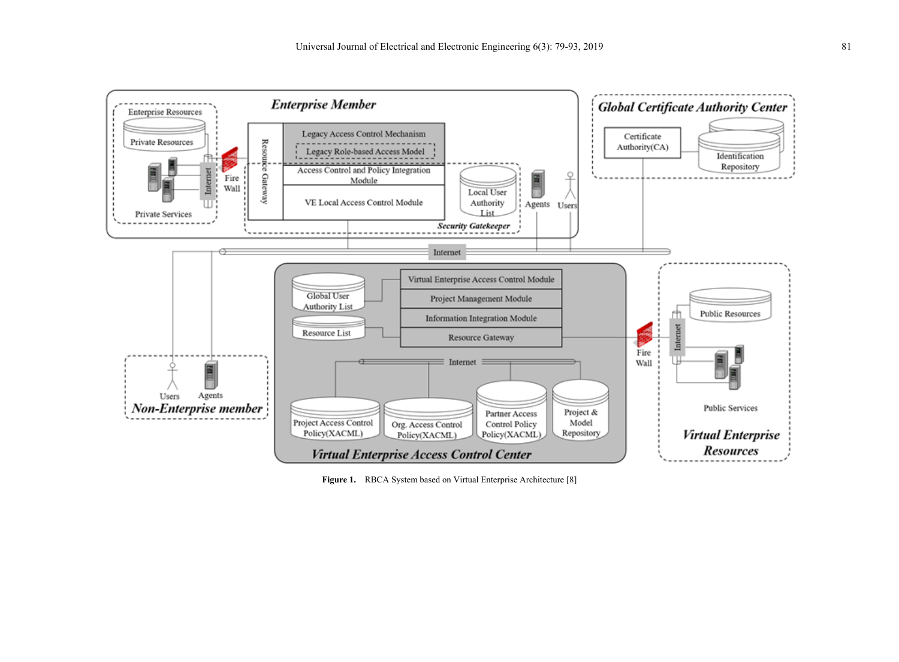**Figure 1.** RBCA System based on Virtual Enterprise Architecture [8]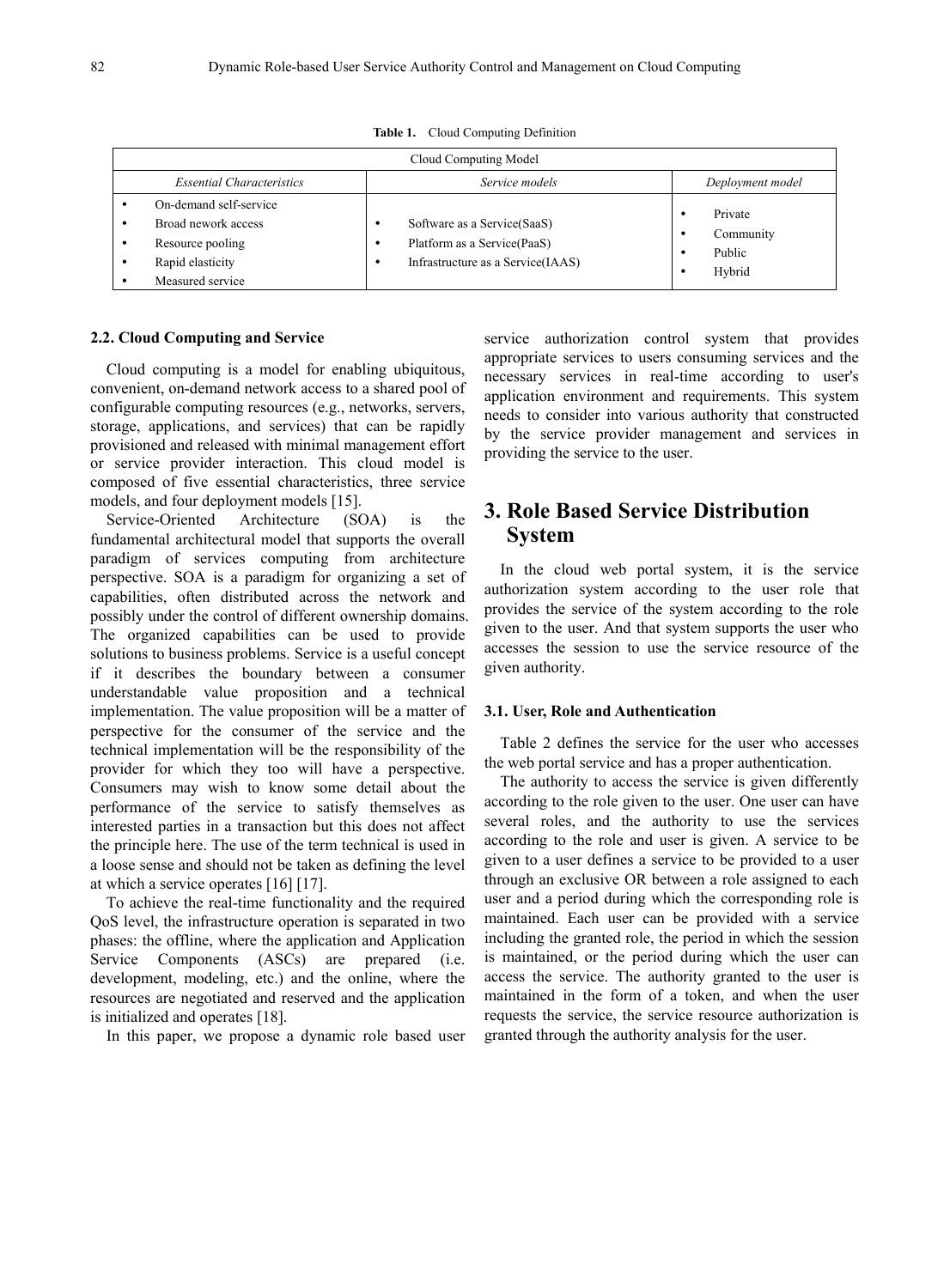**Table 1.** Cloud Computing Definition

| Cloud Computing Model | | |
|---|---|---|
| *Essential Characteristics* | *Service models* | *Deployment model* |
| • On-demand self-service<br>• Broad nework access<br>• Resource pooling<br>• Rapid elasticity<br>• Measured service | • Software as a Service(SaaS)<br>• Platform as a Service(PaaS)<br>• Infrastructure as a Service(IAAS) | • Private<br>• Community<br>• Public<br>• Hybrid |

### 2.2. Cloud Computing and Service

Cloud computing is a model for enabling ubiquitous, convenient, on-demand network access to a shared pool of configurable computing resources (e.g., networks, servers, storage, applications, and services) that can be rapidly provisioned and released with minimal management effort or service provider interaction. This cloud model is composed of five essential characteristics, three service models, and four deployment models [15].

Service-Oriented Architecture (SOA) is the fundamental architectural model that supports the overall paradigm of services computing from architecture perspective. SOA is a paradigm for organizing a set of capabilities, often distributed across the network and possibly under the control of different ownership domains. The organized capabilities can be used to provide solutions to business problems. Service is a useful concept if it describes the boundary between a consumer understandable value proposition and a technical implementation. The value proposition will be a matter of perspective for the consumer of the service and the technical implementation will be the responsibility of the provider for which they too will have a perspective. Consumers may wish to know some detail about the performance of the service to satisfy themselves as interested parties in a transaction but this does not affect the principle here. The use of the term technical is used in a loose sense and should not be taken as defining the level at which a service operates [16] [17].

To achieve the real-time functionality and the required QoS level, the infrastructure operation is separated in two phases: the offline, where the application and Application Service Components (ASCs) are prepared (i.e. development, modeling, etc.) and the online, where the resources are negotiated and reserved and the application is initialized and operates [18].

In this paper, we propose a dynamic role based user service authorization control system that provides appropriate services to users consuming services and the necessary services in real-time according to user's application environment and requirements. This system needs to consider into various authority that constructed by the service provider management and services in providing the service to the user.

## 3. Role Based Service Distribution System

In the cloud web portal system, it is the service authorization system according to the user role that provides the service of the system according to the role given to the user. And that system supports the user who accesses the session to use the service resource of the given authority.

### 3.1. User, Role and Authentication

Table 2 defines the service for the user who accesses the web portal service and has a proper authentication.

The authority to access the service is given differently according to the role given to the user. One user can have several roles, and the authority to use the services according to the role and user is given. A service to be given to a user defines a service to be provided to a user through an exclusive OR between a role assigned to each user and a period during which the corresponding role is maintained. Each user can be provided with a service including the granted role, the period in which the session is maintained, or the period during which the user can access the service. The authority granted to the user is maintained in the form of a token, and when the user requests the service, the service resource authorization is granted through the authority analysis for the user.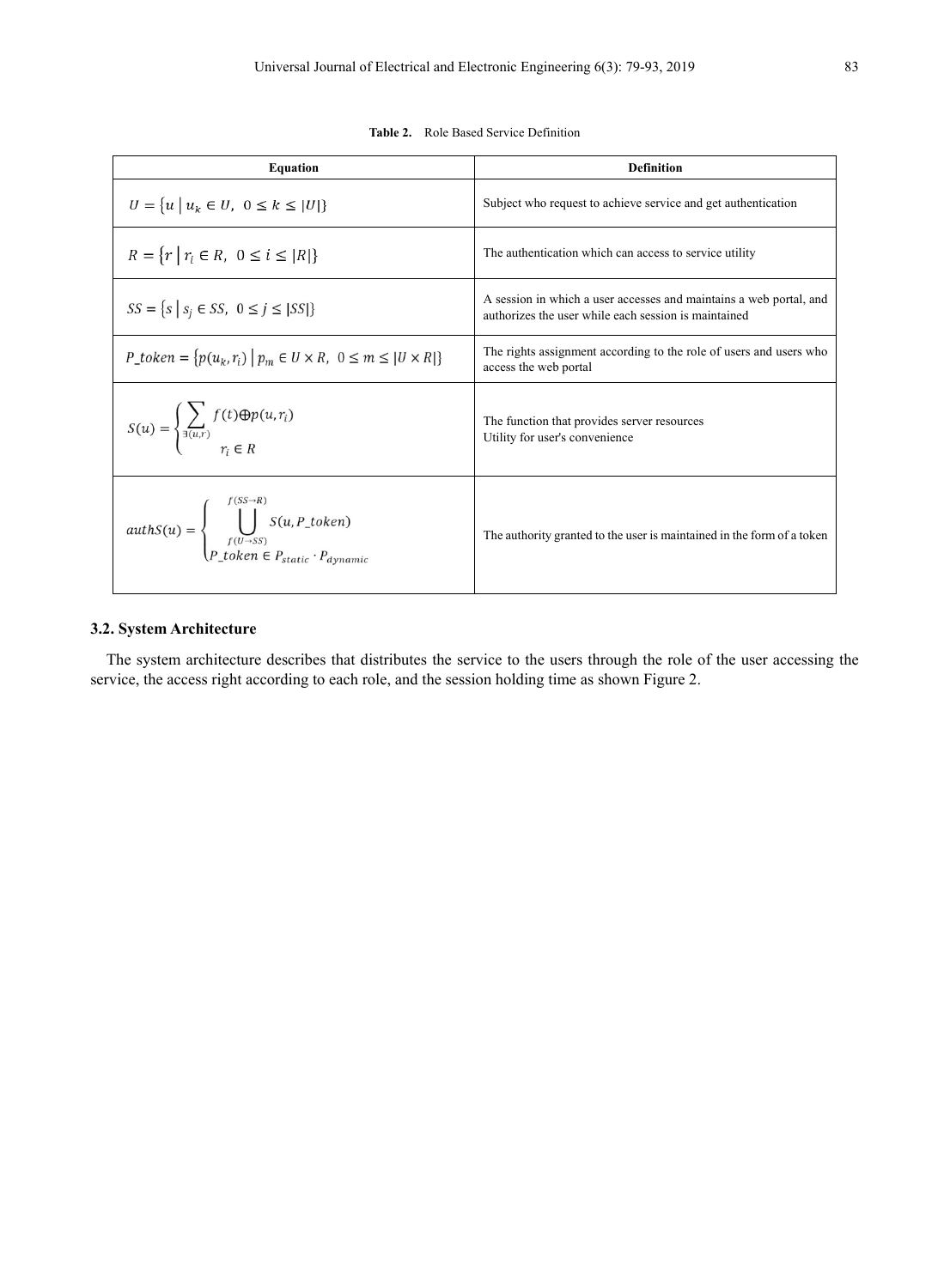**Table 2.** Role Based Service Definition

| Equation | Definition |
|---|---|
| $U = \{u \mid u_k \in U,\ 0 \leq k \leq \lvert U \rvert\}$ | Subject who request to achieve service and get authentication |
| $R = \{r \mid r_i \in R,\ 0 \leq i \leq \lvert R \rvert\}$ | The authentication which can access to service utility |
| $SS = \{s \mid s_j \in SS,\ 0 \leq j \leq \lvert SS \rvert\}$ | A session in which a user accesses and maintains a web portal, and authorizes the user while each session is maintained |
| $P\_token = \{p(u_k, r_i) \mid p_m \in U \times R,\ 0 \leq m \leq \lvert U \times R \rvert\}$ | The rights assignment according to the role of users and users who access the web portal |
| $S(u) = \begin{cases} \sum_{\exists(u,r)} f(t) \oplus p(u, r_i) \\ r_i \in R \end{cases}$ | The function that provides server resources<br>Utility for user's convenience |
| $authS(u) = \begin{cases} \bigcup_{f(U \to SS)}^{f(SS \to R)} S(u, P\_token) \\ P\_token \in P_{static} \cdot P_{dynamic} \end{cases}$ | The authority granted to the user is maintained in the form of a token |

### 3.2. System Architecture

The system architecture describes that distributes the service to the users through the role of the user accessing the service, the access right according to each role, and the session holding time as shown Figure 2.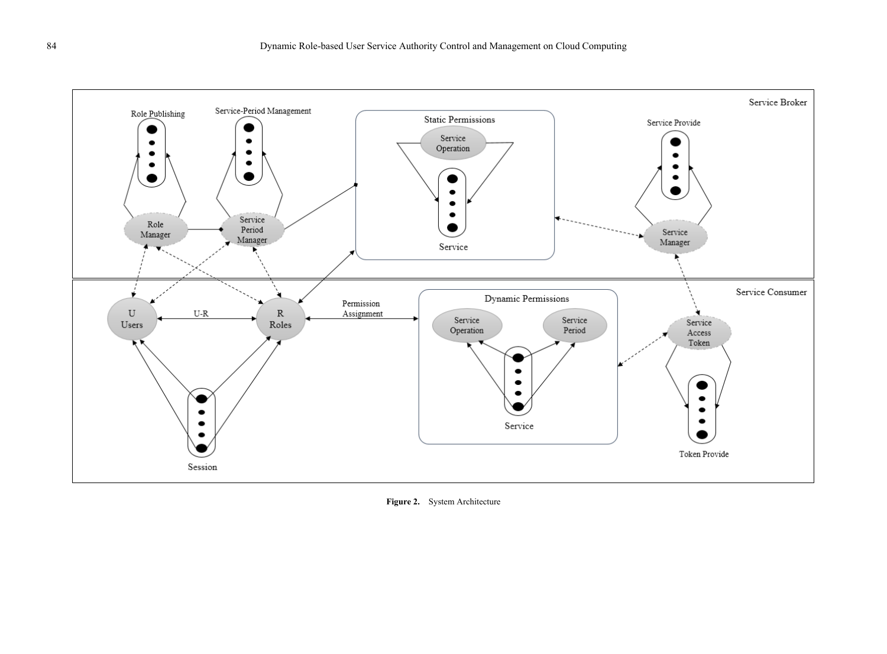Figure 2. System Architecture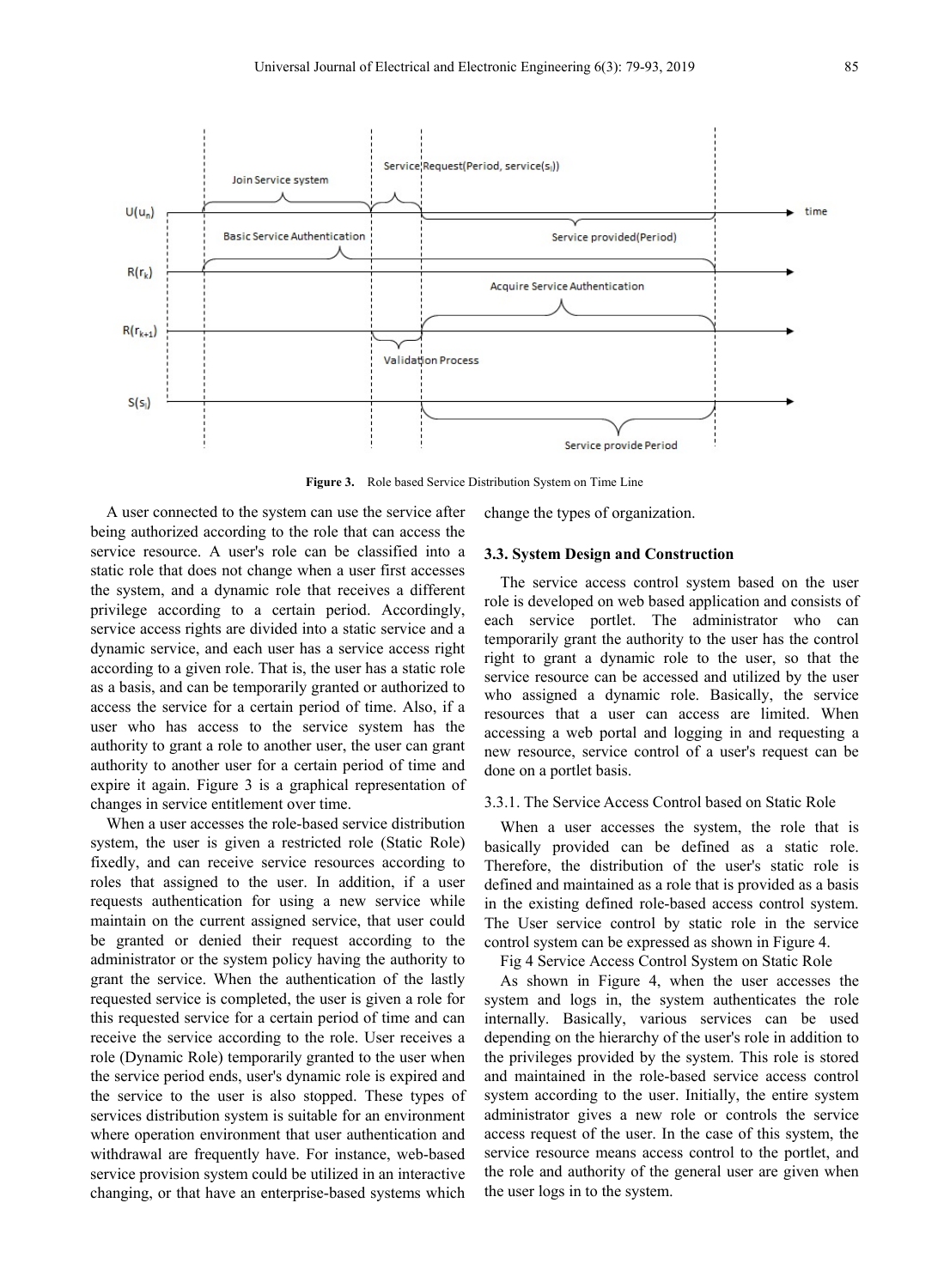Figure 3. Role based Service Distribution System on Time Line

A user connected to the system can use the service after being authorized according to the role that can access the service resource. A user's role can be classified into a static role that does not change when a user first accesses the system, and a dynamic role that receives a different privilege according to a certain period. Accordingly, service access rights are divided into a static service and a dynamic service, and each user has a service access right according to a given role. That is, the user has a static role as a basis, and can be temporarily granted or authorized to access the service for a certain period of time. Also, if a user who has access to the service system has the authority to grant a role to another user, the user can grant authority to another user for a certain period of time and expire it again. Figure 3 is a graphical representation of changes in service entitlement over time.

When a user accesses the role-based service distribution system, the user is given a restricted role (Static Role) fixedly, and can receive service resources according to roles that assigned to the user. In addition, if a user requests authentication for using a new service while maintain on the current assigned service, that user could be granted or denied their request according to the administrator or the system policy having the authority to grant the service. When the authentication of the lastly requested service is completed, the user is given a role for this requested service for a certain period of time and can receive the service according to the role. User receives a role (Dynamic Role) temporarily granted to the user when the service period ends, user's dynamic role is expired and the service to the user is also stopped. These types of services distribution system is suitable for an environment where operation environment that user authentication and withdrawal are frequently have. For instance, web-based service provision system could be utilized in an interactive changing, or that have an enterprise-based systems which change the types of organization.

### 3.3. System Design and Construction

The service access control system based on the user role is developed on web based application and consists of each service portlet. The administrator who can temporarily grant the authority to the user has the control right to grant a dynamic role to the user, so that the service resource can be accessed and utilized by the user who assigned a dynamic role. Basically, the service resources that a user can access are limited. When accessing a web portal and logging in and requesting a new resource, service control of a user's request can be done on a portlet basis.

#### 3.3.1. The Service Access Control based on Static Role

When a user accesses the system, the role that is basically provided can be defined as a static role. Therefore, the distribution of the user's static role is defined and maintained as a role that is provided as a basis in the existing defined role-based access control system. The User service control by static role in the service control system can be expressed as shown in Figure 4.

Fig 4 Service Access Control System on Static Role

As shown in Figure 4, when the user accesses the system and logs in, the system authenticates the role internally. Basically, various services can be used depending on the hierarchy of the user's role in addition to the privileges provided by the system. This role is stored and maintained in the role-based service access control system according to the user. Initially, the entire system administrator gives a new role or controls the service access request of the user. In the case of this system, the service resource means access control to the portlet, and the role and authority of the general user are given when the user logs in to the system.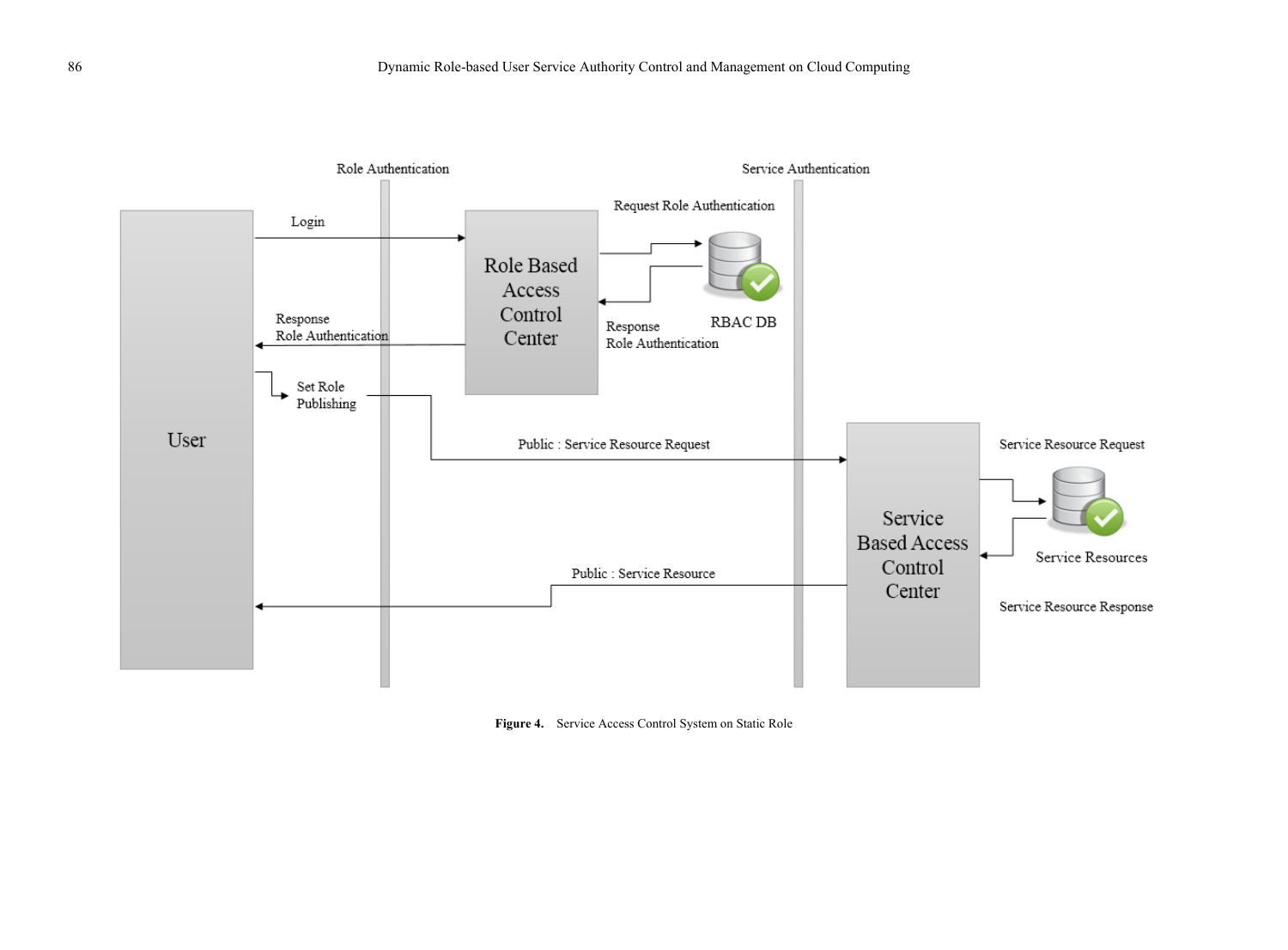Figure 4. Service Access Control System on Static Role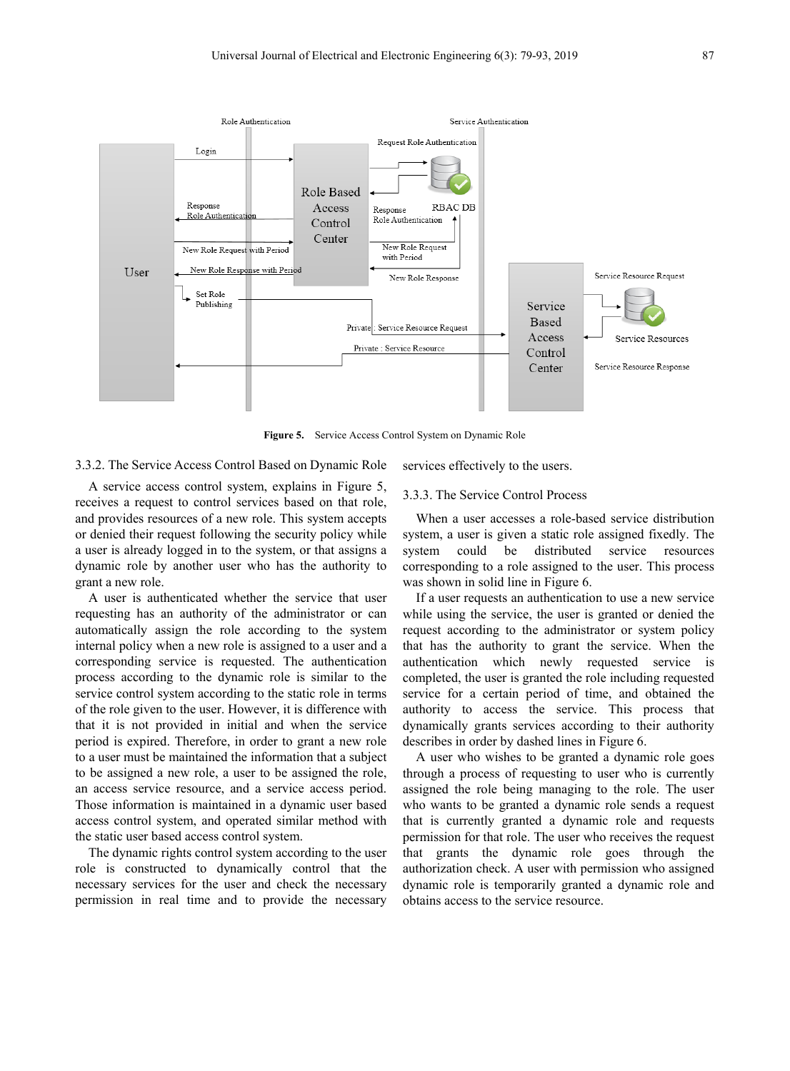**Figure 5.** Service Access Control System on Dynamic Role

### 3.3.2. The Service Access Control Based on Dynamic Role

A service access control system, explains in Figure 5, receives a request to control services based on that role, and provides resources of a new role. This system accepts or denied their request following the security policy while a user is already logged in to the system, or that assigns a dynamic role by another user who has the authority to grant a new role.

A user is authenticated whether the service that user requesting has an authority of the administrator or can automatically assign the role according to the system internal policy when a new role is assigned to a user and a corresponding service is requested. The authentication process according to the dynamic role is similar to the service control system according to the static role in terms of the role given to the user. However, it is difference with that it is not provided in initial and when the service period is expired. Therefore, in order to grant a new role to a user must be maintained the information that a subject to be assigned a new role, a user to be assigned the role, an access service resource, and a service access period. Those information is maintained in a dynamic user based access control system, and operated similar method with the static user based access control system.

The dynamic rights control system according to the user role is constructed to dynamically control that the necessary services for the user and check the necessary permission in real time and to provide the necessary services effectively to the users.

### 3.3.3. The Service Control Process

When a user accesses a role-based service distribution system, a user is given a static role assigned fixedly. The system could be distributed service resources corresponding to a role assigned to the user. This process was shown in solid line in Figure 6.

If a user requests an authentication to use a new service while using the service, the user is granted or denied the request according to the administrator or system policy that has the authority to grant the service. When the authentication which newly requested service is completed, the user is granted the role including requested service for a certain period of time, and obtained the authority to access the service. This process that dynamically grants services according to their authority describes in order by dashed lines in Figure 6.

A user who wishes to be granted a dynamic role goes through a process of requesting to user who is currently assigned the role being managing to the role. The user who wants to be granted a dynamic role sends a request that is currently granted a dynamic role and requests permission for that role. The user who receives the request that grants the dynamic role goes through the authorization check. A user with permission who assigned dynamic role is temporarily granted a dynamic role and obtains access to the service resource.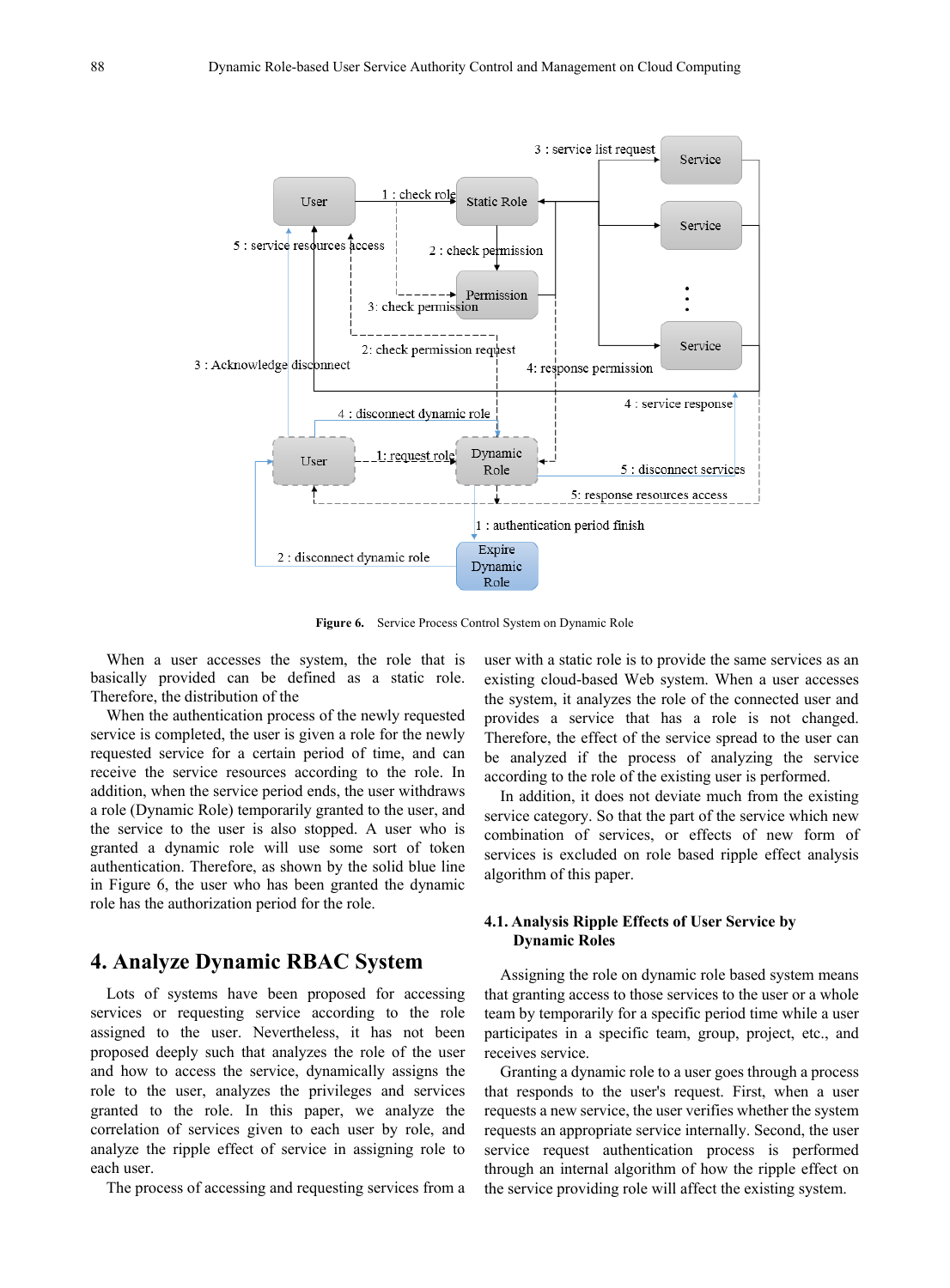**Figure 6.** Service Process Control System on Dynamic Role

When a user accesses the system, the role that is basically provided can be defined as a static role. Therefore, the distribution of the

When the authentication process of the newly requested service is completed, the user is given a role for the newly requested service for a certain period of time, and can receive the service resources according to the role. In addition, when the service period ends, the user withdraws a role (Dynamic Role) temporarily granted to the user, and the service to the user is also stopped. A user who is granted a dynamic role will use some sort of token authentication. Therefore, as shown by the solid blue line in Figure 6, the user who has been granted the dynamic role has the authorization period for the role.

# 4. Analyze Dynamic RBAC System

Lots of systems have been proposed for accessing services or requesting service according to the role assigned to the user. Nevertheless, it has not been proposed deeply such that analyzes the role of the user and how to access the service, dynamically assigns the role to the user, analyzes the privileges and services granted to the role. In this paper, we analyze the correlation of services given to each user by role, and analyze the ripple effect of service in assigning role to each user.

The process of accessing and requesting services from a user with a static role is to provide the same services as an existing cloud-based Web system. When a user accesses the system, it analyzes the role of the connected user and provides a service that has a role is not changed. Therefore, the effect of the service spread to the user can be analyzed if the process of analyzing the service according to the role of the existing user is performed.

In addition, it does not deviate much from the existing service category. So that the part of the service which new combination of services, or effects of new form of services is excluded on role based ripple effect analysis algorithm of this paper.

## 4.1. Analysis Ripple Effects of User Service by Dynamic Roles

Assigning the role on dynamic role based system means that granting access to those services to the user or a whole team by temporarily for a specific period time while a user participates in a specific team, group, project, etc., and receives service.

Granting a dynamic role to a user goes through a process that responds to the user's request. First, when a user requests a new service, the user verifies whether the system requests an appropriate service internally. Second, the user service request authentication process is performed through an internal algorithm of how the ripple effect on the service providing role will affect the existing system.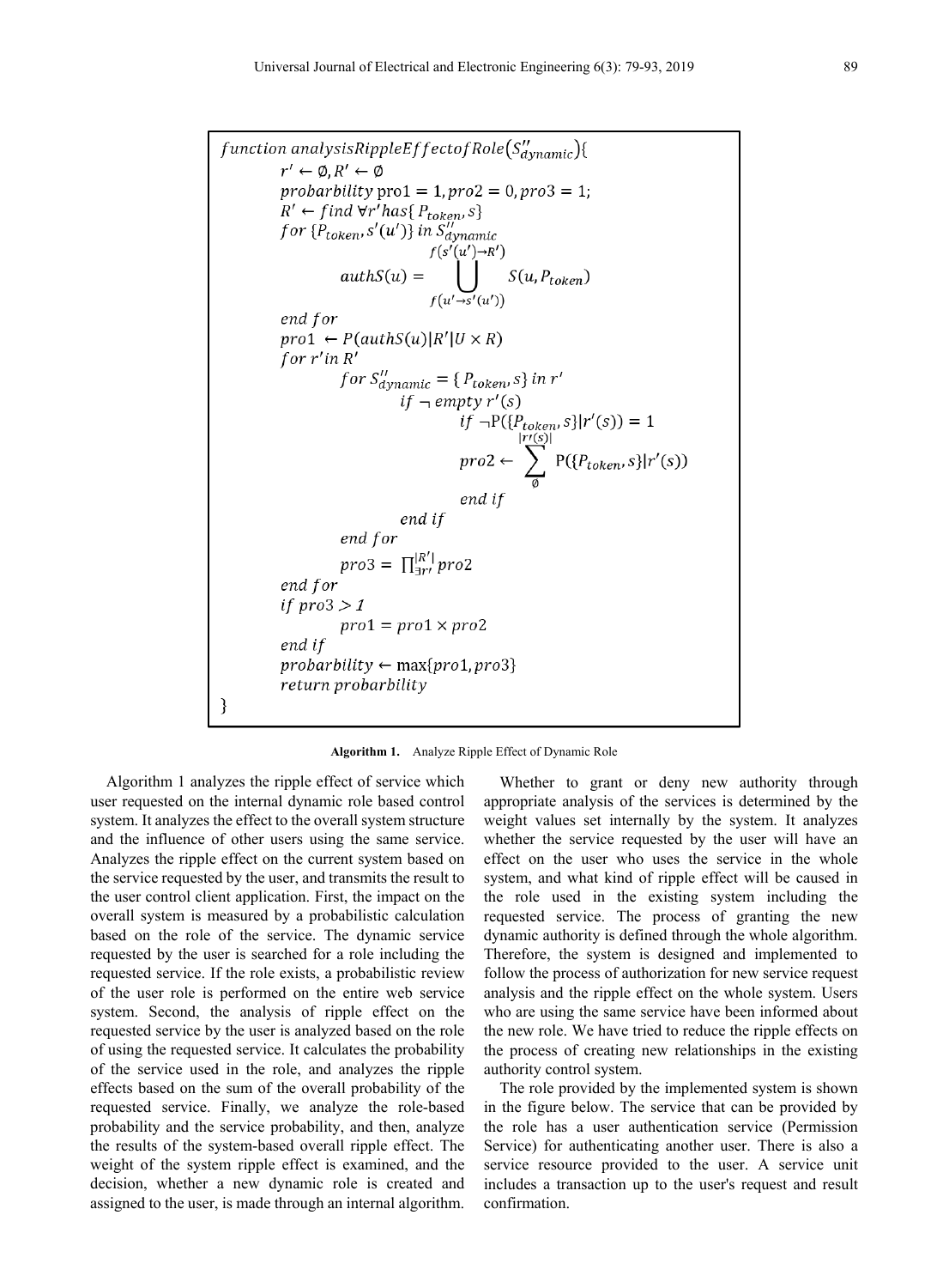```
function analysisRippleEffectofRole(S''_dynamic){
    r' ← ∅, R' ← ∅
    probarbility pro1 = 1, pro2 = 0, pro3 = 1;
    R' ← find ∀r' has{ P_token, s}
    for {P_token, s'(u')} in S''_dynamic
        authS(u) = ⋃_{f(u'→s'(u'))}^{f(s'(u')→R')} S(u, P_token)
    end for
    pro1 ← P(authS(u)|R'|U × R)
    for r' in R'
        for S''_dynamic = { P_token, s} in r'
            if ¬ empty r'(s)
                if ¬P({P_token, s}|r'(s)) = 1
                    pro2 ← Σ_{∅}^{|r'(s)|} P({P_token, s}|r'(s))
                end if
            end if
        end for
        pro3 = ∏_{∃r'}^{|R'|} pro2
    end for
    if pro3 > 1
        pro1 = pro1 × pro2
    end if
    probarbility ← max{pro1, pro3}
    return probarbility
}
```

**Algorithm 1.** Analyze Ripple Effect of Dynamic Role

Algorithm 1 analyzes the ripple effect of service which user requested on the internal dynamic role based control system. It analyzes the effect to the overall system structure and the influence of other users using the same service. Analyzes the ripple effect on the current system based on the service requested by the user, and transmits the result to the user control client application. First, the impact on the overall system is measured by a probabilistic calculation based on the role of the service. The dynamic service requested by the user is searched for a role including the requested service. If the role exists, a probabilistic review of the user role is performed on the entire web service system. Second, the analysis of ripple effect on the requested service by the user is analyzed based on the role of using the requested service. It calculates the probability of the service used in the role, and analyzes the ripple effects based on the sum of the overall probability of the requested service. Finally, we analyze the role-based probability and the service probability, and then, analyze the results of the system-based overall ripple effect. The weight of the system ripple effect is examined, and the decision, whether a new dynamic role is created and assigned to the user, is made through an internal algorithm.

Whether to grant or deny new authority through appropriate analysis of the services is determined by the weight values set internally by the system. It analyzes whether the service requested by the user will have an effect on the user who uses the service in the whole system, and what kind of ripple effect will be caused in the role used in the existing system including the requested service. The process of granting the new dynamic authority is defined through the whole algorithm. Therefore, the system is designed and implemented to follow the process of authorization for new service request analysis and the ripple effect on the whole system. Users who are using the same service have been informed about the new role. We have tried to reduce the ripple effects on the process of creating new relationships in the existing authority control system.

The role provided by the implemented system is shown in the figure below. The service that can be provided by the role has a user authentication service (Permission Service) for authenticating another user. There is also a service resource provided to the user. A service unit includes a transaction up to the user's request and result confirmation.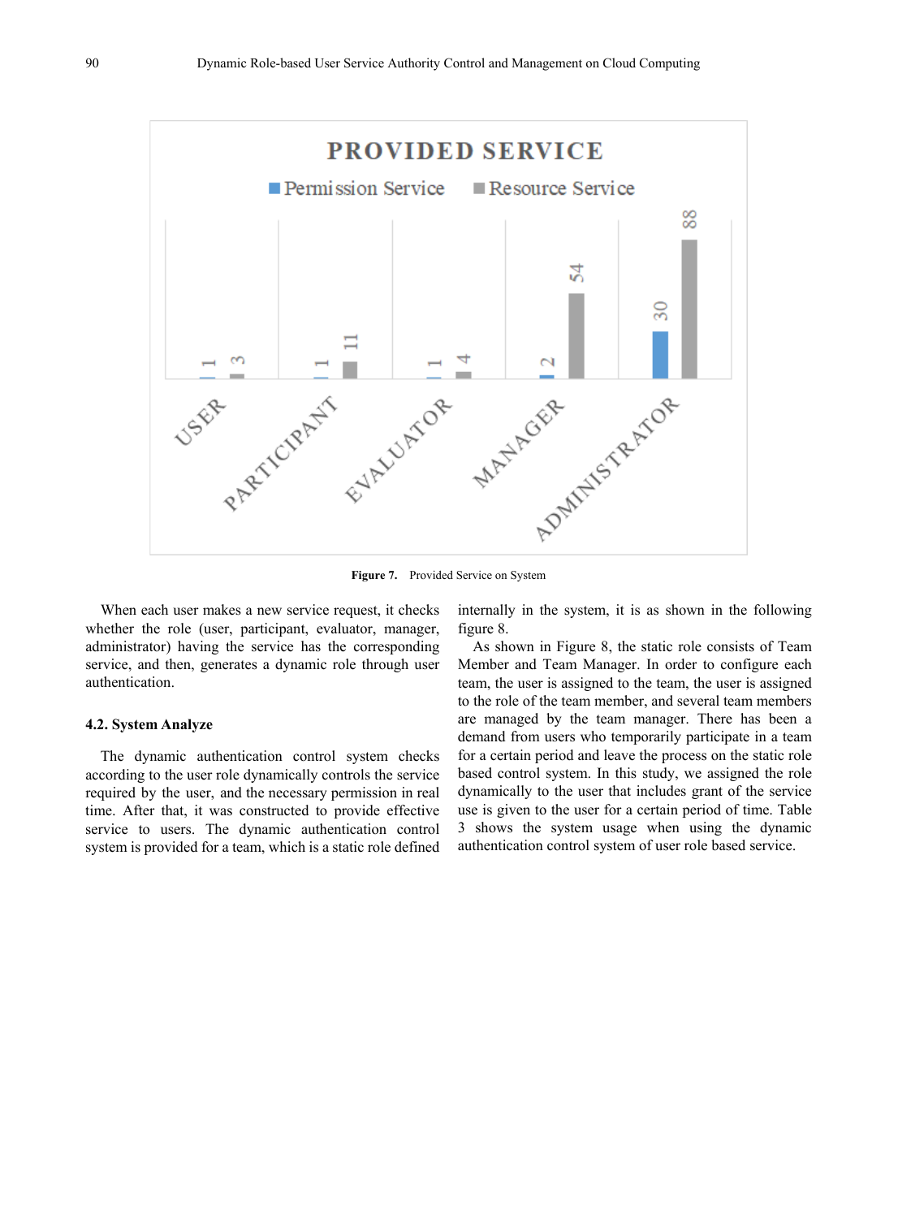Figure 7. Provided Service on System

When each user makes a new service request, it checks whether the role (user, participant, evaluator, manager, administrator) having the service has the corresponding service, and then, generates a dynamic role through user authentication.

### 4.2. System Analyze

The dynamic authentication control system checks according to the user role dynamically controls the service required by the user, and the necessary permission in real time. After that, it was constructed to provide effective service to users. The dynamic authentication control system is provided for a team, which is a static role defined internally in the system, it is as shown in the following figure 8.

As shown in Figure 8, the static role consists of Team Member and Team Manager. In order to configure each team, the user is assigned to the team, the user is assigned to the role of the team member, and several team members are managed by the team manager. There has been a demand from users who temporarily participate in a team for a certain period and leave the process on the static role based control system. In this study, we assigned the role dynamically to the user that includes grant of the service use is given to the user for a certain period of time. Table 3 shows the system usage when using the dynamic authentication control system of user role based service.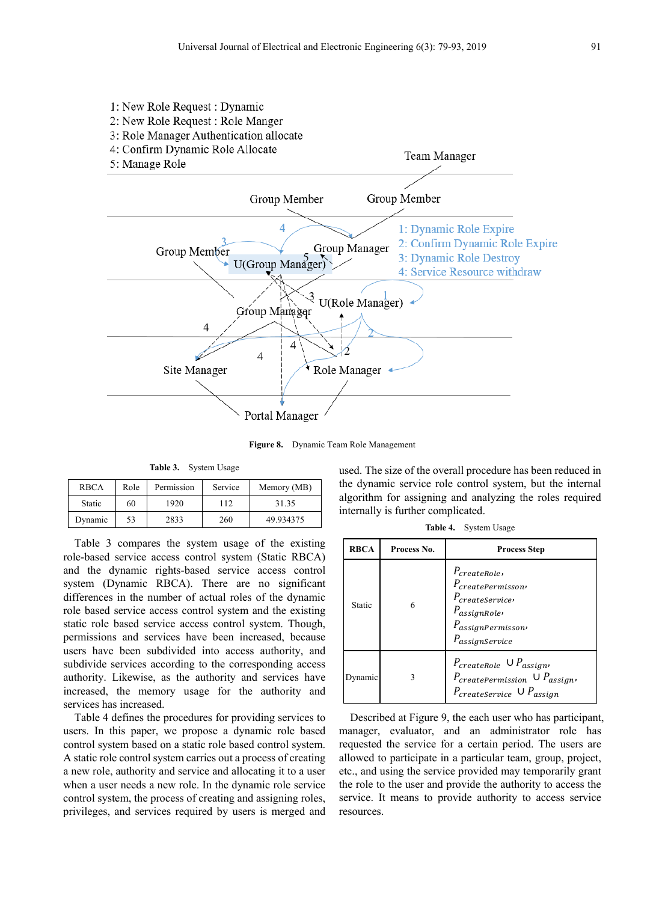1: New Role Request : Dynamic
2: New Role Request : Role Manger
3: Role Manager Authentication allocate
4: Confirm Dynamic Role Allocate
5: Manage Role

1: Dynamic Role Expire
2: Confirm Dynamic Role Expire
3: Dynamic Role Destroy
4: Service Resource withdraw

Team Manager, Group Member, Group Member, Group Member, Group Manager, U(Group Manager), U(Role Manager), Group Manager, Site Manager, Role Manager, Portal Manager

**Figure 8.** Dynamic Team Role Management

**Table 3.** System Usage

| RBCA | Role | Permission | Service | Memory (MB) |
|---|---|---|---|---|
| Static | 60 | 1920 | 112 | 31.35 |
| Dynamic | 53 | 2833 | 260 | 49.934375 |

Table 3 compares the system usage of the existing role-based service access control system (Static RBCA) and the dynamic rights-based service access control system (Dynamic RBCA). There are no significant differences in the number of actual roles of the dynamic role based service access control system and the existing static role based service access control system. Though, permissions and services have been increased, because users have been subdivided into access authority, and subdivide services according to the corresponding access authority. Likewise, as the authority and services have increased, the memory usage for the authority and services has increased.

Table 4 defines the procedures for providing services to users. In this paper, we propose a dynamic role based control system based on a static role based control system. A static role control system carries out a process of creating a new role, authority and service and allocating it to a user when a user needs a new role. In the dynamic role service control system, the process of creating and assigning roles, privileges, and services required by users is merged and used. The size of the overall procedure has been reduced in the dynamic service role control system, but the internal algorithm for assigning and analyzing the roles required internally is further complicated.

**Table 4.** System Usage

| RBCA | Process No. | Process Step |
|---|---|---|
| Static | 6 | $P_{createRole}$, $P_{createPermisson}$, $P_{createService}$, $P_{assignRole}$, $P_{assignPermisson}$, $P_{assignService}$ |
| Dynamic | 3 | $P_{createRole} \cup P_{assign}$, $P_{createPermission} \cup P_{assign}$, $P_{createService} \cup P_{assign}$ |

Described at Figure 9, the each user who has participant, manager, evaluator, and an administrator role has requested the service for a certain period. The users are allowed to participate in a particular team, group, project, etc., and using the service provided may temporarily grant the role to the user and provide the authority to access the service. It means to provide authority to access service resources.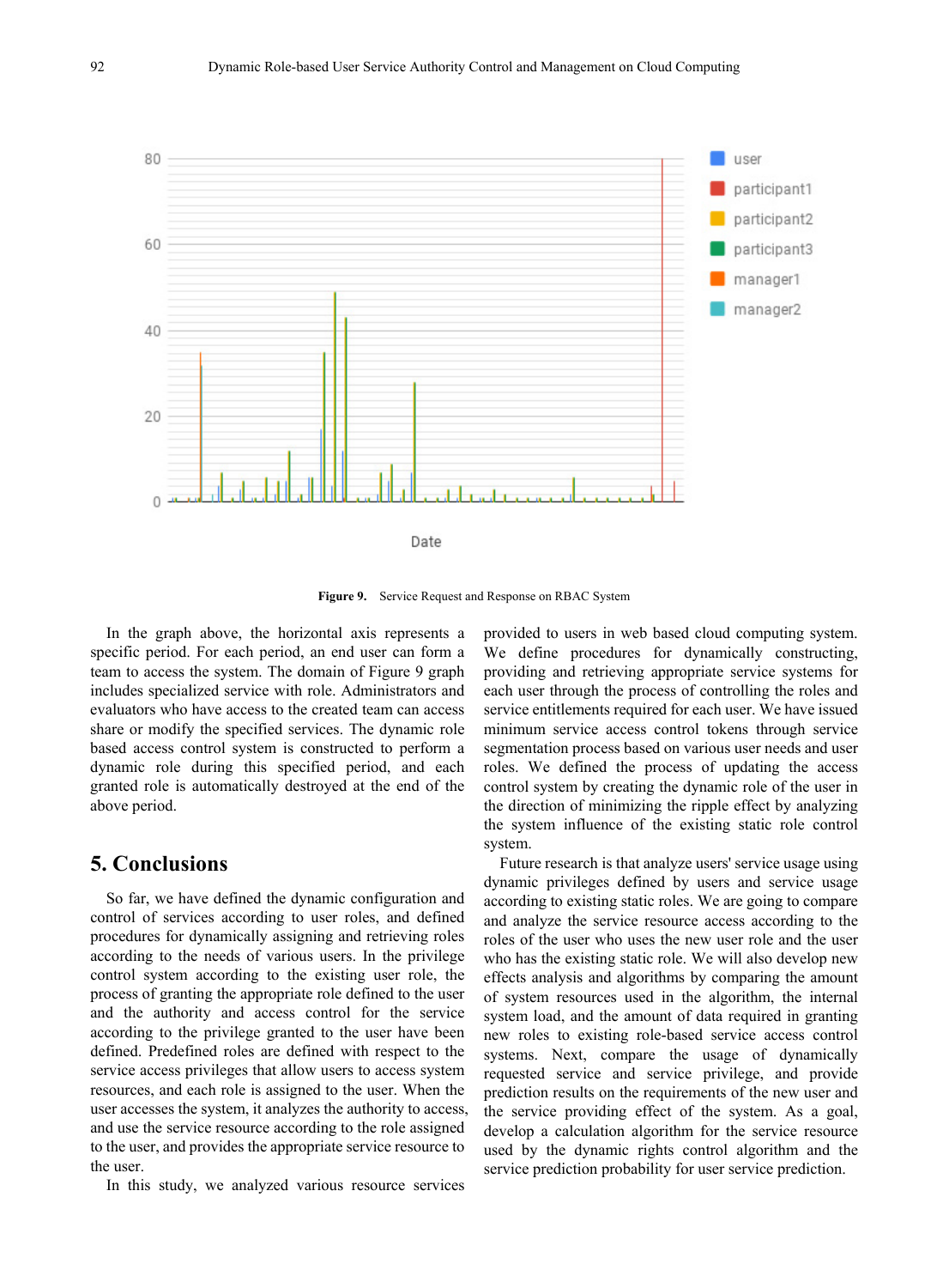**Figure 9.** Service Request and Response on RBAC System

In the graph above, the horizontal axis represents a specific period. For each period, an end user can form a team to access the system. The domain of Figure 9 graph includes specialized service with role. Administrators and evaluators who have access to the created team can access share or modify the specified services. The dynamic role based access control system is constructed to perform a dynamic role during this specified period, and each granted role is automatically destroyed at the end of the above period.

## 5. Conclusions

So far, we have defined the dynamic configuration and control of services according to user roles, and defined procedures for dynamically assigning and retrieving roles according to the needs of various users. In the privilege control system according to the existing user role, the process of granting the appropriate role defined to the user and the authority and access control for the service according to the privilege granted to the user have been defined. Predefined roles are defined with respect to the service access privileges that allow users to access system resources, and each role is assigned to the user. When the user accesses the system, it analyzes the authority to access, and use the service resource according to the role assigned to the user, and provides the appropriate service resource to the user.

In this study, we analyzed various resource services provided to users in web based cloud computing system. We define procedures for dynamically constructing, providing and retrieving appropriate service systems for each user through the process of controlling the roles and service entitlements required for each user. We have issued minimum service access control tokens through service segmentation process based on various user needs and user roles. We defined the process of updating the access control system by creating the dynamic role of the user in the direction of minimizing the ripple effect by analyzing the system influence of the existing static role control system.

Future research is that analyze users' service usage using dynamic privileges defined by users and service usage according to existing static roles. We are going to compare and analyze the service resource access according to the roles of the user who uses the new user role and the user who has the existing static role. We will also develop new effects analysis and algorithms by comparing the amount of system resources used in the algorithm, the internal system load, and the amount of data required in granting new roles to existing role-based service access control systems. Next, compare the usage of dynamically requested service and service privilege, and provide prediction results on the requirements of the new user and the service providing effect of the system. As a goal, develop a calculation algorithm for the service resource used by the dynamic rights control algorithm and the service prediction probability for user service prediction.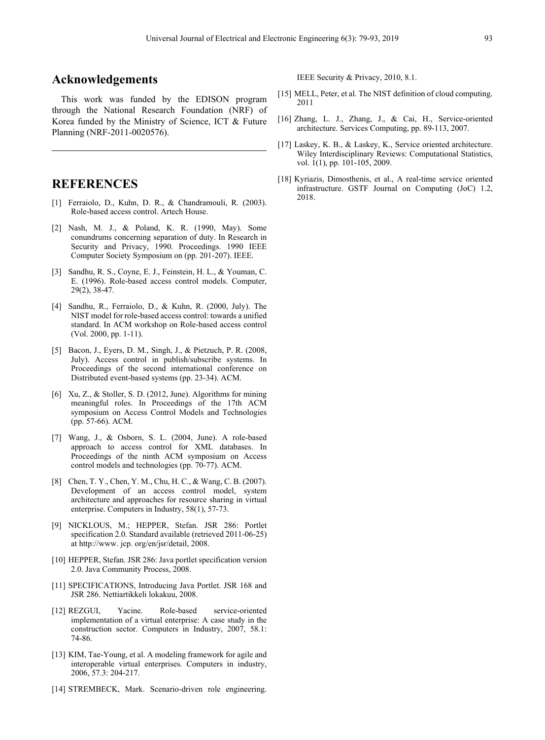## Acknowledgements

This work was funded by the EDISON program through the National Research Foundation (NRF) of Korea funded by the Ministry of Science, ICT & Future Planning (NRF-2011-0020576).

## REFERENCES

[1] Ferraiolo, D., Kuhn, D. R., & Chandramouli, R. (2003). Role-based access control. Artech House.

[2] Nash, M. J., & Poland, K. R. (1990, May). Some conundrums concerning separation of duty. In Research in Security and Privacy, 1990. Proceedings. 1990 IEEE Computer Society Symposium on (pp. 201-207). IEEE.

[3] Sandhu, R. S., Coyne, E. J., Feinstein, H. L., & Youman, C. E. (1996). Role-based access control models. Computer, 29(2), 38-47.

[4] Sandhu, R., Ferraiolo, D., & Kuhn, R. (2000, July). The NIST model for role-based access control: towards a unified standard. In ACM workshop on Role-based access control (Vol. 2000, pp. 1-11).

[5] Bacon, J., Eyers, D. M., Singh, J., & Pietzuch, P. R. (2008, July). Access control in publish/subscribe systems. In Proceedings of the second international conference on Distributed event-based systems (pp. 23-34). ACM.

[6] Xu, Z., & Stoller, S. D. (2012, June). Algorithms for mining meaningful roles. In Proceedings of the 17th ACM symposium on Access Control Models and Technologies (pp. 57-66). ACM.

[7] Wang, J., & Osborn, S. L. (2004, June). A role-based approach to access control for XML databases. In Proceedings of the ninth ACM symposium on Access control models and technologies (pp. 70-77). ACM.

[8] Chen, T. Y., Chen, Y. M., Chu, H. C., & Wang, C. B. (2007). Development of an access control model, system architecture and approaches for resource sharing in virtual enterprise. Computers in Industry, 58(1), 57-73.

[9] NICKLOUS, M.; HEPPER, Stefan. JSR 286: Portlet specification 2.0. Standard available (retrieved 2011-06-25) at http://www. jcp. org/en/jsr/detail, 2008.

[10] HEPPER, Stefan. JSR 286: Java portlet specification version 2.0. Java Community Process, 2008.

[11] SPECIFICATIONS, Introducing Java Portlet. JSR 168 and JSR 286. Nettiartikkeli lokakuu, 2008.

[12] REZGUI, Yacine. Role-based service-oriented implementation of a virtual enterprise: A case study in the construction sector. Computers in Industry, 2007, 58.1: 74-86.

[13] KIM, Tae-Young, et al. A modeling framework for agile and interoperable virtual enterprises. Computers in industry, 2006, 57.3: 204-217.

[14] STREMBECK, Mark. Scenario-driven role engineering. IEEE Security & Privacy, 2010, 8.1.

[15] MELL, Peter, et al. The NIST definition of cloud computing. 2011

[16] Zhang, L. J., Zhang, J., & Cai, H., Service-oriented architecture. Services Computing, pp. 89-113, 2007.

[17] Laskey, K. B., & Laskey, K., Service oriented architecture. Wiley Interdisciplinary Reviews: Computational Statistics, vol. 1(1), pp. 101-105, 2009.

[18] Kyriazis, Dimosthenis, et al., A real-time service oriented infrastructure. GSTF Journal on Computing (JoC) 1.2, 2018.